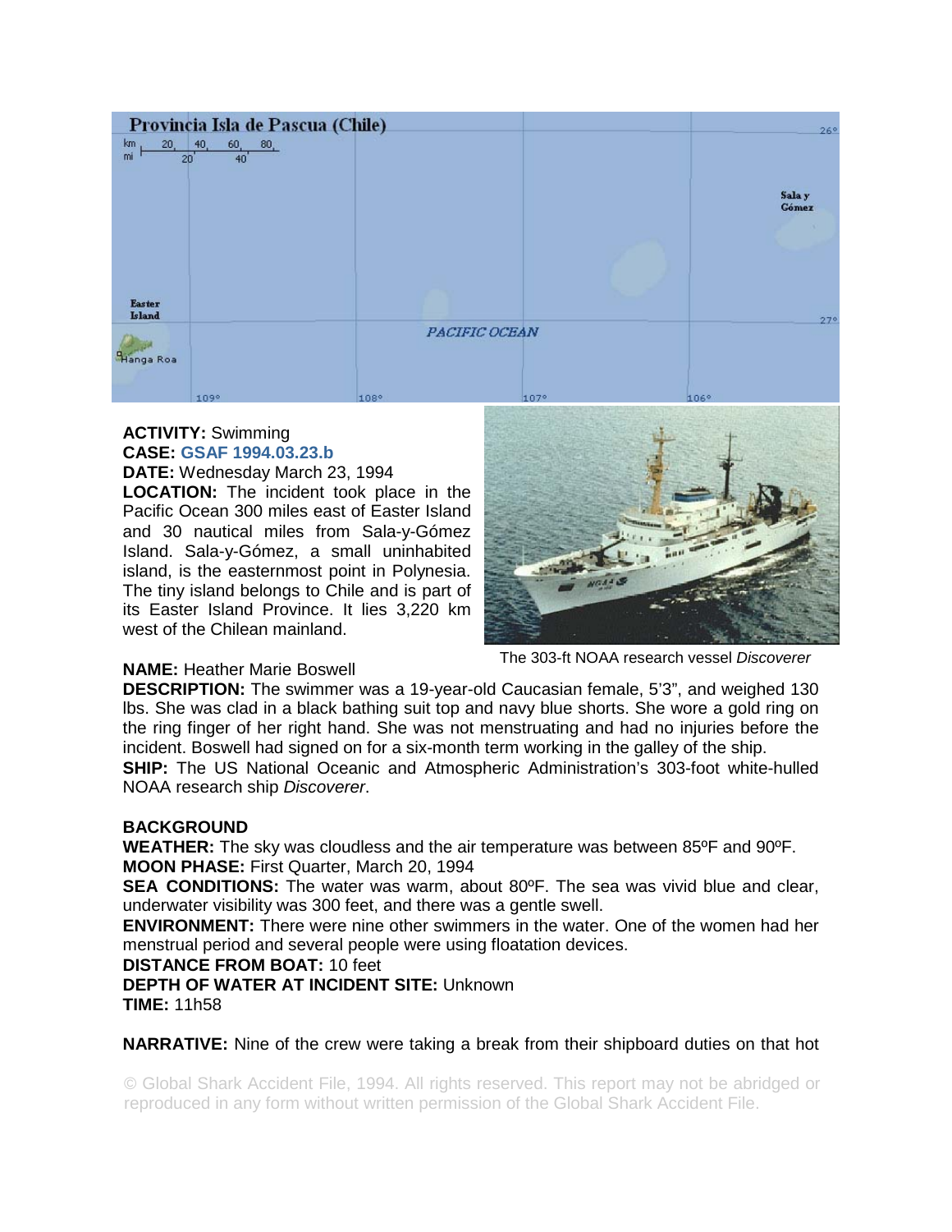Provincia Isla de Pascua (Chile)

**ACTIVITY:** Swimming
**CASE:** **GSAF 1994.03.23.b**
**DATE:** Wednesday March 23, 1994
**LOCATION:** The incident took place in the Pacific Ocean 300 miles east of Easter Island and 30 nautical miles from Sala-y-Gómez Island. Sala-y-Gómez, a small uninhabited island, is the easternmost point in Polynesia. The tiny island belongs to Chile and is part of its Easter Island Province. It lies 3,220 km west of the Chilean mainland.

The 303-ft NOAA research vessel *Discoverer*

**NAME:** Heather Marie Boswell
**DESCRIPTION:** The swimmer was a 19-year-old Caucasian female, 5'3", and weighed 130 lbs. She was clad in a black bathing suit top and navy blue shorts. She wore a gold ring on the ring finger of her right hand. She was not menstruating and had no injuries before the incident. Boswell had signed on for a six-month term working in the galley of the ship.
**SHIP:** The US National Oceanic and Atmospheric Administration's 303-foot white-hulled NOAA research ship *Discoverer*.

**BACKGROUND**
**WEATHER:** The sky was cloudless and the air temperature was between 85ºF and 90ºF.
**MOON PHASE:** First Quarter, March 20, 1994
**SEA CONDITIONS:** The water was warm, about 80ºF. The sea was vivid blue and clear, underwater visibility was 300 feet, and there was a gentle swell.
**ENVIRONMENT:** There were nine other swimmers in the water. One of the women had her menstrual period and several people were using floatation devices.
**DISTANCE FROM BOAT:** 10 feet
**DEPTH OF WATER AT INCIDENT SITE:** Unknown
**TIME:** 11h58

**NARRATIVE:** Nine of the crew were taking a break from their shipboard duties on that hot

© Global Shark Accident File, 1994. All rights reserved. This report may not be abridged or reproduced in any form without written permission of the Global Shark Accident File.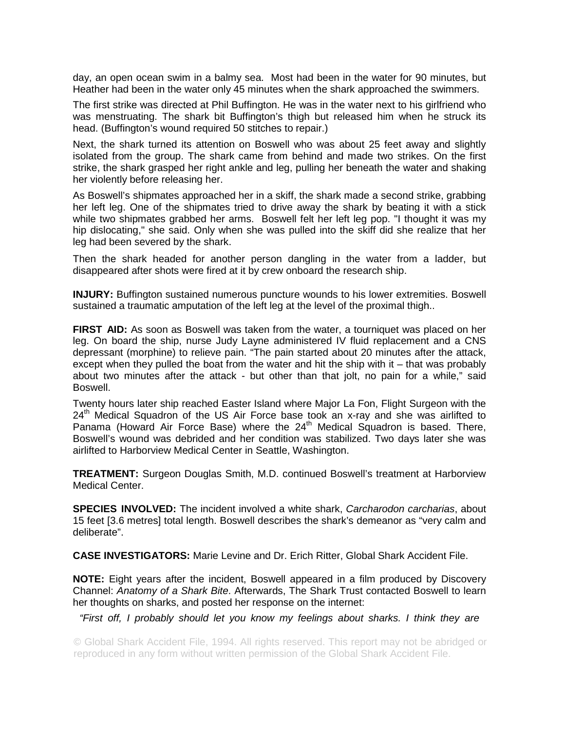day, an open ocean swim in a balmy sea. Most had been in the water for 90 minutes, but Heather had been in the water only 45 minutes when the shark approached the swimmers.

The first strike was directed at Phil Buffington. He was in the water next to his girlfriend who was menstruating. The shark bit Buffington's thigh but released him when he struck its head. (Buffington's wound required 50 stitches to repair.)

Next, the shark turned its attention on Boswell who was about 25 feet away and slightly isolated from the group. The shark came from behind and made two strikes. On the first strike, the shark grasped her right ankle and leg, pulling her beneath the water and shaking her violently before releasing her.

As Boswell's shipmates approached her in a skiff, the shark made a second strike, grabbing her left leg. One of the shipmates tried to drive away the shark by beating it with a stick while two shipmates grabbed her arms. Boswell felt her left leg pop. "I thought it was my hip dislocating," she said. Only when she was pulled into the skiff did she realize that her leg had been severed by the shark.

Then the shark headed for another person dangling in the water from a ladder, but disappeared after shots were fired at it by crew onboard the research ship.

**INJURY:** Buffington sustained numerous puncture wounds to his lower extremities. Boswell sustained a traumatic amputation of the left leg at the level of the proximal thigh..

**FIRST AID:** As soon as Boswell was taken from the water, a tourniquet was placed on her leg. On board the ship, nurse Judy Layne administered IV fluid replacement and a CNS depressant (morphine) to relieve pain. "The pain started about 20 minutes after the attack, except when they pulled the boat from the water and hit the ship with it – that was probably about two minutes after the attack - but other than that jolt, no pain for a while," said Boswell.

Twenty hours later ship reached Easter Island where Major La Fon, Flight Surgeon with the 24th Medical Squadron of the US Air Force base took an x-ray and she was airlifted to Panama (Howard Air Force Base) where the 24th Medical Squadron is based. There, Boswell's wound was debrided and her condition was stabilized. Two days later she was airlifted to Harborview Medical Center in Seattle, Washington.

**TREATMENT:** Surgeon Douglas Smith, M.D. continued Boswell's treatment at Harborview Medical Center.

**SPECIES INVOLVED:** The incident involved a white shark, *Carcharodon carcharias*, about 15 feet [3.6 metres] total length. Boswell describes the shark's demeanor as "very calm and deliberate".

**CASE INVESTIGATORS:** Marie Levine and Dr. Erich Ritter, Global Shark Accident File.

**NOTE:** Eight years after the incident, Boswell appeared in a film produced by Discovery Channel: *Anatomy of a Shark Bite*. Afterwards, The Shark Trust contacted Boswell to learn her thoughts on sharks, and posted her response on the internet:

*"First off, I probably should let you know my feelings about sharks. I think they are*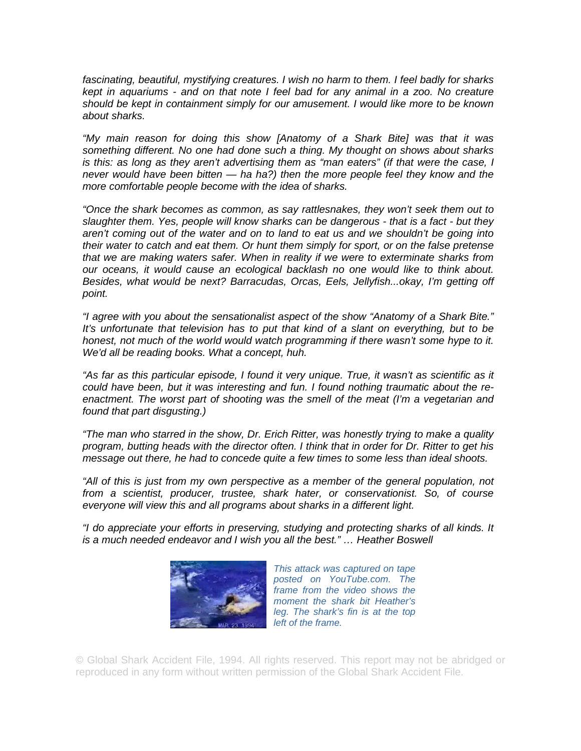*fascinating, beautiful, mystifying creatures. I wish no harm to them. I feel badly for sharks kept in aquariums - and on that note I feel bad for any animal in a zoo. No creature should be kept in containment simply for our amusement. I would like more to be known about sharks.*

*"My main reason for doing this show [Anatomy of a Shark Bite] was that it was something different. No one had done such a thing. My thought on shows about sharks is this: as long as they aren't advertising them as "man eaters" (if that were the case, I never would have been bitten — ha ha?) then the more people feel they know and the more comfortable people become with the idea of sharks.*

*"Once the shark becomes as common, as say rattlesnakes, they won't seek them out to slaughter them. Yes, people will know sharks can be dangerous - that is a fact - but they aren't coming out of the water and on to land to eat us and we shouldn't be going into their water to catch and eat them. Or hunt them simply for sport, or on the false pretense that we are making waters safer. When in reality if we were to exterminate sharks from our oceans, it would cause an ecological backlash no one would like to think about. Besides, what would be next? Barracudas, Orcas, Eels, Jellyfish...okay, I'm getting off point.*

*"I agree with you about the sensationalist aspect of the show "Anatomy of a Shark Bite." It's unfortunate that television has to put that kind of a slant on everything, but to be honest, not much of the world would watch programming if there wasn't some hype to it. We'd all be reading books. What a concept, huh.*

*"As far as this particular episode, I found it very unique. True, it wasn't as scientific as it could have been, but it was interesting and fun. I found nothing traumatic about the re-enactment. The worst part of shooting was the smell of the meat (I'm a vegetarian and found that part disgusting.)*

*"The man who starred in the show, Dr. Erich Ritter, was honestly trying to make a quality program, butting heads with the director often. I think that in order for Dr. Ritter to get his message out there, he had to concede quite a few times to some less than ideal shoots.*

*"All of this is just from my own perspective as a member of the general population, not from a scientist, producer, trustee, shark hater, or conservationist. So, of course everyone will view this and all programs about sharks in a different light.*

*"I do appreciate your efforts in preserving, studying and protecting sharks of all kinds. It is a much needed endeavor and I wish you all the best." … Heather Boswell*

*This attack was captured on tape posted on YouTube.com. The frame from the video shows the moment the shark bit Heather's leg. The shark's fin is at the top left of the frame.*

© Global Shark Accident File, 1994. All rights reserved. This report may not be abridged or reproduced in any form without written permission of the Global Shark Accident File.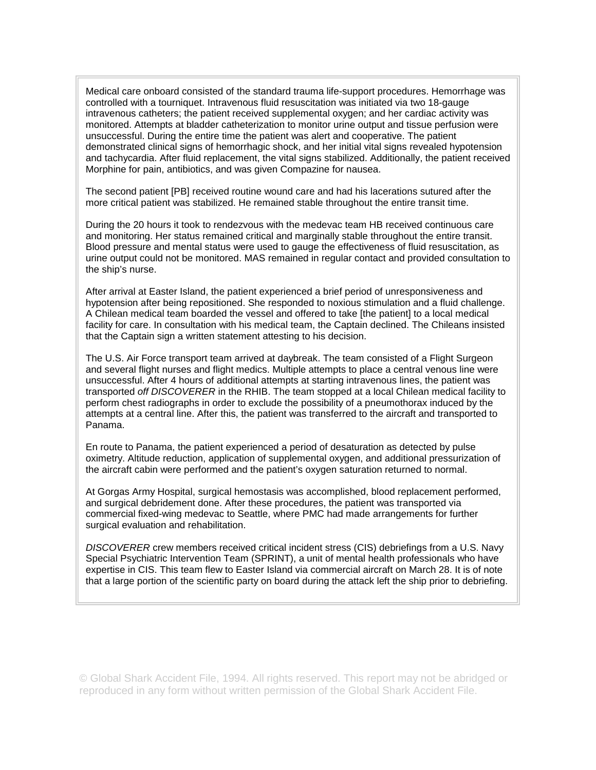Medical care onboard consisted of the standard trauma life-support procedures. Hemorrhage was controlled with a tourniquet. Intravenous fluid resuscitation was initiated via two 18-gauge intravenous catheters; the patient received supplemental oxygen; and her cardiac activity was monitored. Attempts at bladder catheterization to monitor urine output and tissue perfusion were unsuccessful. During the entire time the patient was alert and cooperative. The patient demonstrated clinical signs of hemorrhagic shock, and her initial vital signs revealed hypotension and tachycardia. After fluid replacement, the vital signs stabilized. Additionally, the patient received Morphine for pain, antibiotics, and was given Compazine for nausea.

The second patient [PB] received routine wound care and had his lacerations sutured after the more critical patient was stabilized. He remained stable throughout the entire transit time.

During the 20 hours it took to rendezvous with the medevac team HB received continuous care and monitoring. Her status remained critical and marginally stable throughout the entire transit. Blood pressure and mental status were used to gauge the effectiveness of fluid resuscitation, as urine output could not be monitored. MAS remained in regular contact and provided consultation to the ship's nurse.

After arrival at Easter Island, the patient experienced a brief period of unresponsiveness and hypotension after being repositioned. She responded to noxious stimulation and a fluid challenge. A Chilean medical team boarded the vessel and offered to take [the patient] to a local medical facility for care. In consultation with his medical team, the Captain declined. The Chileans insisted that the Captain sign a written statement attesting to his decision.

The U.S. Air Force transport team arrived at daybreak. The team consisted of a Flight Surgeon and several flight nurses and flight medics. Multiple attempts to place a central venous line were unsuccessful. After 4 hours of additional attempts at starting intravenous lines, the patient was transported *off DISCOVERER* in the RHIB. The team stopped at a local Chilean medical facility to perform chest radiographs in order to exclude the possibility of a pneumothorax induced by the attempts at a central line. After this, the patient was transferred to the aircraft and transported to Panama.

En route to Panama, the patient experienced a period of desaturation as detected by pulse oximetry. Altitude reduction, application of supplemental oxygen, and additional pressurization of the aircraft cabin were performed and the patient's oxygen saturation returned to normal.

At Gorgas Army Hospital, surgical hemostasis was accomplished, blood replacement performed, and surgical debridement done. After these procedures, the patient was transported via commercial fixed-wing medevac to Seattle, where PMC had made arrangements for further surgical evaluation and rehabilitation.

*DISCOVERER* crew members received critical incident stress (CIS) debriefings from a U.S. Navy Special Psychiatric Intervention Team (SPRINT), a unit of mental health professionals who have expertise in CIS. This team flew to Easter Island via commercial aircraft on March 28. It is of note that a large portion of the scientific party on board during the attack left the ship prior to debriefing.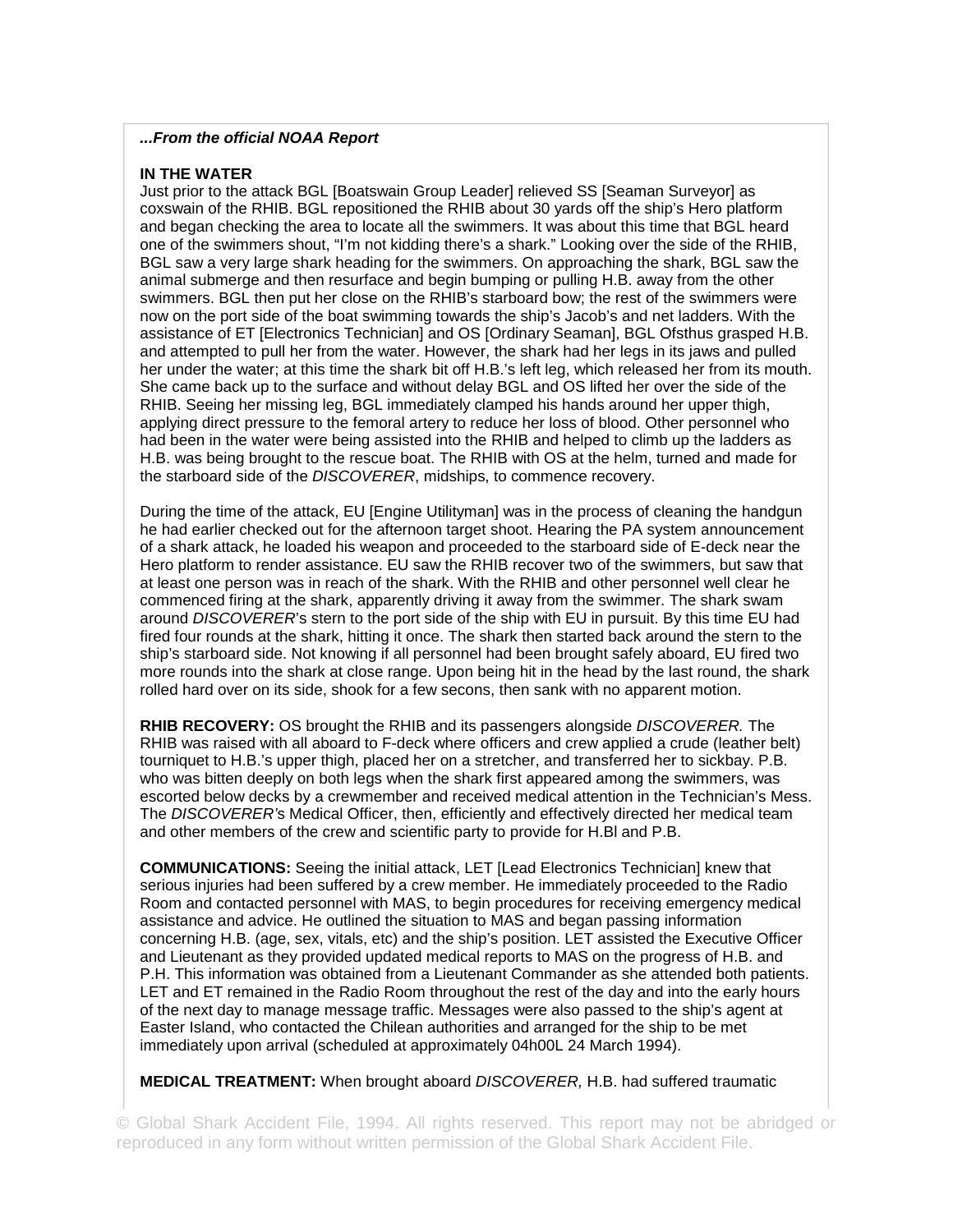***...From the official NOAA Report***

**IN THE WATER**

Just prior to the attack BGL [Boatswain Group Leader] relieved SS [Seaman Surveyor] as coxswain of the RHIB. BGL repositioned the RHIB about 30 yards off the ship's Hero platform and began checking the area to locate all the swimmers. It was about this time that BGL heard one of the swimmers shout, "I'm not kidding there's a shark." Looking over the side of the RHIB, BGL saw a very large shark heading for the swimmers. On approaching the shark, BGL saw the animal submerge and then resurface and begin bumping or pulling H.B. away from the other swimmers. BGL then put her close on the RHIB's starboard bow; the rest of the swimmers were now on the port side of the boat swimming towards the ship's Jacob's and net ladders. With the assistance of ET [Electronics Technician] and OS [Ordinary Seaman], BGL Ofsthus grasped H.B. and attempted to pull her from the water. However, the shark had her legs in its jaws and pulled her under the water; at this time the shark bit off H.B.'s left leg, which released her from its mouth. She came back up to the surface and without delay BGL and OS lifted her over the side of the RHIB. Seeing her missing leg, BGL immediately clamped his hands around her upper thigh, applying direct pressure to the femoral artery to reduce her loss of blood. Other personnel who had been in the water were being assisted into the RHIB and helped to climb up the ladders as H.B. was being brought to the rescue boat. The RHIB with OS at the helm, turned and made for the starboard side of the *DISCOVERER*, midships, to commence recovery.

During the time of the attack, EU [Engine Utilityman] was in the process of cleaning the handgun he had earlier checked out for the afternoon target shoot. Hearing the PA system announcement of a shark attack, he loaded his weapon and proceeded to the starboard side of E-deck near the Hero platform to render assistance. EU saw the RHIB recover two of the swimmers, but saw that at least one person was in reach of the shark. With the RHIB and other personnel well clear he commenced firing at the shark, apparently driving it away from the swimmer. The shark swam around *DISCOVERER*'s stern to the port side of the ship with EU in pursuit. By this time EU had fired four rounds at the shark, hitting it once. The shark then started back around the stern to the ship's starboard side. Not knowing if all personnel had been brought safely aboard, EU fired two more rounds into the shark at close range. Upon being hit in the head by the last round, the shark rolled hard over on its side, shook for a few secons, then sank with no apparent motion.

**RHIB RECOVERY:** OS brought the RHIB and its passengers alongside *DISCOVERER.* The RHIB was raised with all aboard to F-deck where officers and crew applied a crude (leather belt) tourniquet to H.B.'s upper thigh, placed her on a stretcher, and transferred her to sickbay. P.B. who was bitten deeply on both legs when the shark first appeared among the swimmers, was escorted below decks by a crewmember and received medical attention in the Technician's Mess. The *DISCOVERER'*s Medical Officer, then, efficiently and effectively directed her medical team and other members of the crew and scientific party to provide for H.Bl and P.B.

**COMMUNICATIONS:** Seeing the initial attack, LET [Lead Electronics Technician] knew that serious injuries had been suffered by a crew member. He immediately proceeded to the Radio Room and contacted personnel with MAS, to begin procedures for receiving emergency medical assistance and advice. He outlined the situation to MAS and began passing information concerning H.B. (age, sex, vitals, etc) and the ship's position. LET assisted the Executive Officer and Lieutenant as they provided updated medical reports to MAS on the progress of H.B. and P.H. This information was obtained from a Lieutenant Commander as she attended both patients. LET and ET remained in the Radio Room throughout the rest of the day and into the early hours of the next day to manage message traffic. Messages were also passed to the ship's agent at Easter Island, who contacted the Chilean authorities and arranged for the ship to be met immediately upon arrival (scheduled at approximately 04h00L 24 March 1994).

**MEDICAL TREATMENT:** When brought aboard *DISCOVERER,* H.B. had suffered traumatic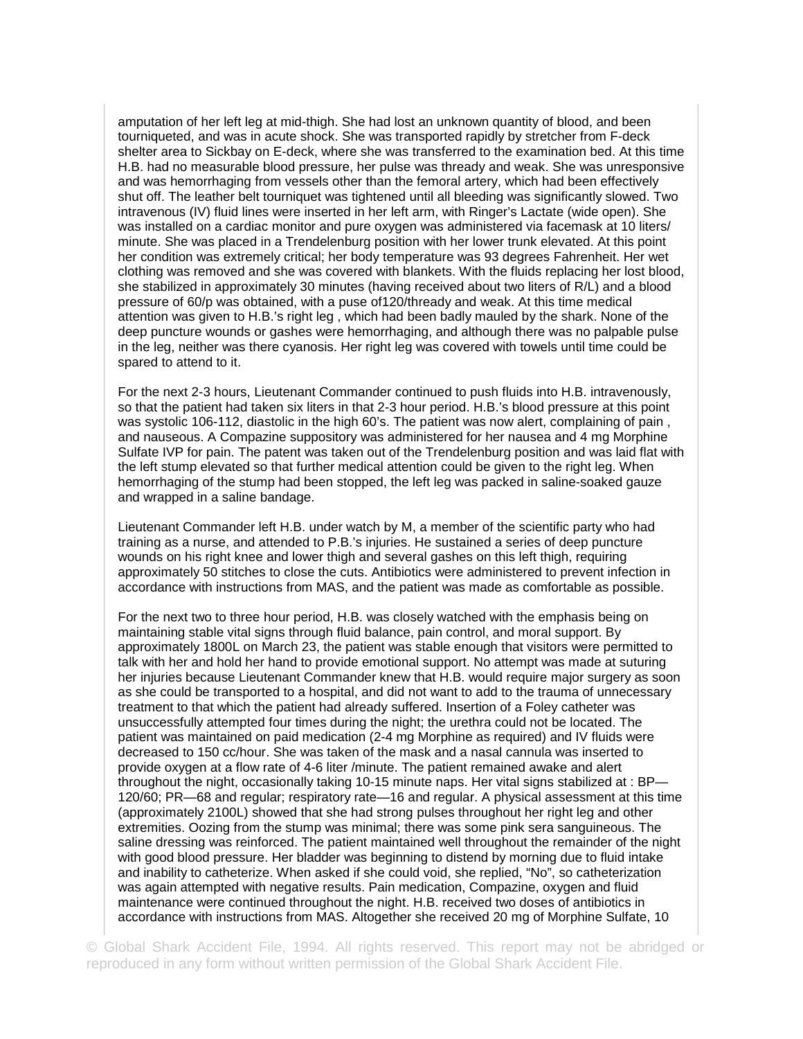amputation of her left leg at mid-thigh. She had lost an unknown quantity of blood, and been tourniqueted, and was in acute shock. She was transported rapidly by stretcher from F-deck shelter area to Sickbay on E-deck, where she was transferred to the examination bed. At this time H.B. had no measurable blood pressure, her pulse was thready and weak. She was unresponsive and was hemorrhaging from vessels other than the femoral artery, which had been effectively shut off. The leather belt tourniquet was tightened until all bleeding was significantly slowed. Two intravenous (IV) fluid lines were inserted in her left arm, with Ringer's Lactate (wide open). She was installed on a cardiac monitor and pure oxygen was administered via facemask at 10 liters/ minute. She was placed in a Trendelenburg position with her lower trunk elevated. At this point her condition was extremely critical; her body temperature was 93 degrees Fahrenheit. Her wet clothing was removed and she was covered with blankets. With the fluids replacing her lost blood, she stabilized in approximately 30 minutes (having received about two liters of R/L) and a blood pressure of 60/p was obtained, with a puse of120/thready and weak. At this time medical attention was given to H.B.'s right leg , which had been badly mauled by the shark. None of the deep puncture wounds or gashes were hemorrhaging, and although there was no palpable pulse in the leg, neither was there cyanosis. Her right leg was covered with towels until time could be spared to attend to it.

For the next 2-3 hours, Lieutenant Commander continued to push fluids into H.B. intravenously, so that the patient had taken six liters in that 2-3 hour period. H.B.'s blood pressure at this point was systolic 106-112, diastolic in the high 60's. The patient was now alert, complaining of pain , and nauseous. A Compazine suppository was administered for her nausea and 4 mg Morphine Sulfate IVP for pain. The patent was taken out of the Trendelenburg position and was laid flat with the left stump elevated so that further medical attention could be given to the right leg. When hemorrhaging of the stump had been stopped, the left leg was packed in saline-soaked gauze and wrapped in a saline bandage.

Lieutenant Commander left H.B. under watch by M, a member of the scientific party who had training as a nurse, and attended to P.B.'s injuries. He sustained a series of deep puncture wounds on his right knee and lower thigh and several gashes on this left thigh, requiring approximately 50 stitches to close the cuts. Antibiotics were administered to prevent infection in accordance with instructions from MAS, and the patient was made as comfortable as possible.

For the next two to three hour period, H.B. was closely watched with the emphasis being on maintaining stable vital signs through fluid balance, pain control, and moral support. By approximately 1800L on March 23, the patient was stable enough that visitors were permitted to talk with her and hold her hand to provide emotional support. No attempt was made at suturing her injuries because Lieutenant Commander knew that H.B. would require major surgery as soon as she could be transported to a hospital, and did not want to add to the trauma of unnecessary treatment to that which the patient had already suffered. Insertion of a Foley catheter was unsuccessfully attempted four times during the night; the urethra could not be located. The patient was maintained on paid medication (2-4 mg Morphine as required) and IV fluids were decreased to 150 cc/hour. She was taken of the mask and a nasal cannula was inserted to provide oxygen at a flow rate of 4-6 liter /minute. The patient remained awake and alert throughout the night, occasionally taking 10-15 minute naps. Her vital signs stabilized at : BP—120/60; PR—68 and regular; respiratory rate—16 and regular. A physical assessment at this time (approximately 2100L) showed that she had strong pulses throughout her right leg and other extremities. Oozing from the stump was minimal; there was some pink sera sanguineous. The saline dressing was reinforced. The patient maintained well throughout the remainder of the night with good blood pressure. Her bladder was beginning to distend by morning due to fluid intake and inability to catheterize. When asked if she could void, she replied, "No", so catheterization was again attempted with negative results. Pain medication, Compazine, oxygen and fluid maintenance were continued throughout the night. H.B. received two doses of antibiotics in accordance with instructions from MAS. Altogether she received 20 mg of Morphine Sulfate, 10

© Global Shark Accident File, 1994. All rights reserved. This report may not be abridged or reproduced in any form without written permission of the Global Shark Accident File.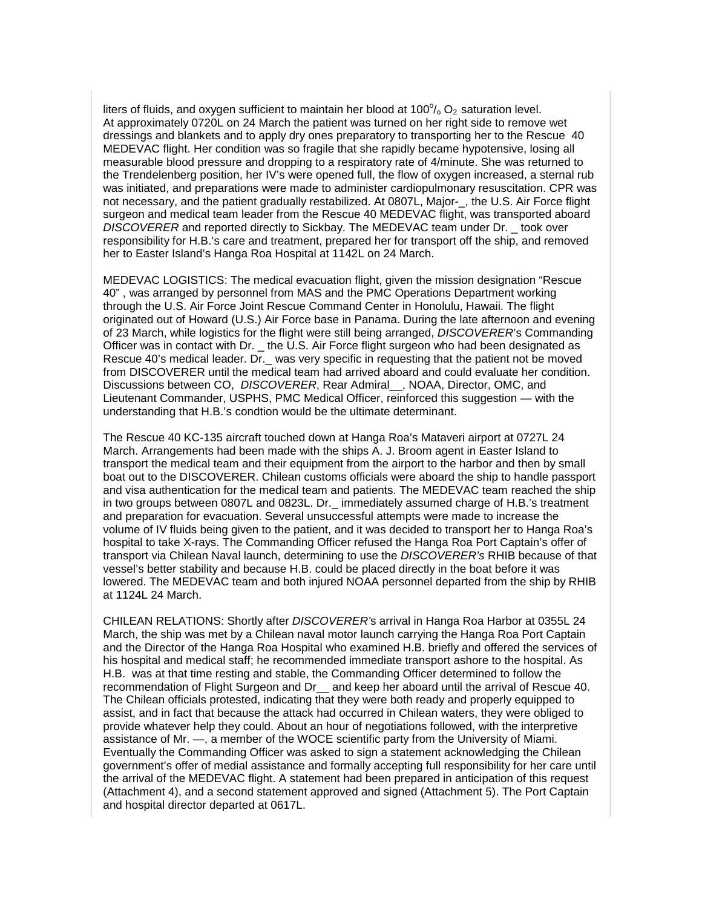liters of fluids, and oxygen sufficient to maintain her blood at 100% $O_2$ saturation level. At approximately 0720L on 24 March the patient was turned on her right side to remove wet dressings and blankets and to apply dry ones preparatory to transporting her to the Rescue 40 MEDEVAC flight. Her condition was so fragile that she rapidly became hypotensive, losing all measurable blood pressure and dropping to a respiratory rate of 4/minute. She was returned to the Trendelenberg position, her IV's were opened full, the flow of oxygen increased, a sternal rub was initiated, and preparations were made to administer cardiopulmonary resuscitation. CPR was not necessary, and the patient gradually restabilized. At 0807L, Major-_, the U.S. Air Force flight surgeon and medical team leader from the Rescue 40 MEDEVAC flight, was transported aboard *DISCOVERER* and reported directly to Sickbay. The MEDEVAC team under Dr. _ took over responsibility for H.B.'s care and treatment, prepared her for transport off the ship, and removed her to Easter Island's Hanga Roa Hospital at 1142L on 24 March.

MEDEVAC LOGISTICS: The medical evacuation flight, given the mission designation "Rescue 40" , was arranged by personnel from MAS and the PMC Operations Department working through the U.S. Air Force Joint Rescue Command Center in Honolulu, Hawaii. The flight originated out of Howard (U.S.) Air Force base in Panama. During the late afternoon and evening of 23 March, while logistics for the flight were still being arranged, *DISCOVERER*'s Commanding Officer was in contact with Dr. _ the U.S. Air Force flight surgeon who had been designated as Rescue 40's medical leader. Dr._ was very specific in requesting that the patient not be moved from DISCOVERER until the medical team had arrived aboard and could evaluate her condition. Discussions between CO, *DISCOVERER*, Rear Admiral__, NOAA, Director, OMC, and Lieutenant Commander, USPHS, PMC Medical Officer, reinforced this suggestion — with the understanding that H.B.'s condtion would be the ultimate determinant.

The Rescue 40 KC-135 aircraft touched down at Hanga Roa's Mataveri airport at 0727L 24 March. Arrangements had been made with the ships A. J. Broom agent in Easter Island to transport the medical team and their equipment from the airport to the harbor and then by small boat out to the DISCOVERER. Chilean customs officials were aboard the ship to handle passport and visa authentication for the medical team and patients. The MEDEVAC team reached the ship in two groups between 0807L and 0823L. Dr._ immediately assumed charge of H.B.'s treatment and preparation for evacuation. Several unsuccessful attempts were made to increase the volume of IV fluids being given to the patient, and it was decided to transport her to Hanga Roa's hospital to take X-rays. The Commanding Officer refused the Hanga Roa Port Captain's offer of transport via Chilean Naval launch, determining to use the *DISCOVERER's* RHIB because of that vessel's better stability and because H.B. could be placed directly in the boat before it was lowered. The MEDEVAC team and both injured NOAA personnel departed from the ship by RHIB at 1124L 24 March.

CHILEAN RELATIONS: Shortly after *DISCOVERER*'s arrival in Hanga Roa Harbor at 0355L 24 March, the ship was met by a Chilean naval motor launch carrying the Hanga Roa Port Captain and the Director of the Hanga Roa Hospital who examined H.B. briefly and offered the services of his hospital and medical staff; he recommended immediate transport ashore to the hospital. As H.B. was at that time resting and stable, the Commanding Officer determined to follow the recommendation of Flight Surgeon and Dr__ and keep her aboard until the arrival of Rescue 40. The Chilean officials protested, indicating that they were both ready and properly equipped to assist, and in fact that because the attack had occurred in Chilean waters, they were obliged to provide whatever help they could. About an hour of negotiations followed, with the interpretive assistance of Mr. —, a member of the WOCE scientific party from the University of Miami. Eventually the Commanding Officer was asked to sign a statement acknowledging the Chilean government's offer of medial assistance and formally accepting full responsibility for her care until the arrival of the MEDEVAC flight. A statement had been prepared in anticipation of this request (Attachment 4), and a second statement approved and signed (Attachment 5). The Port Captain and hospital director departed at 0617L.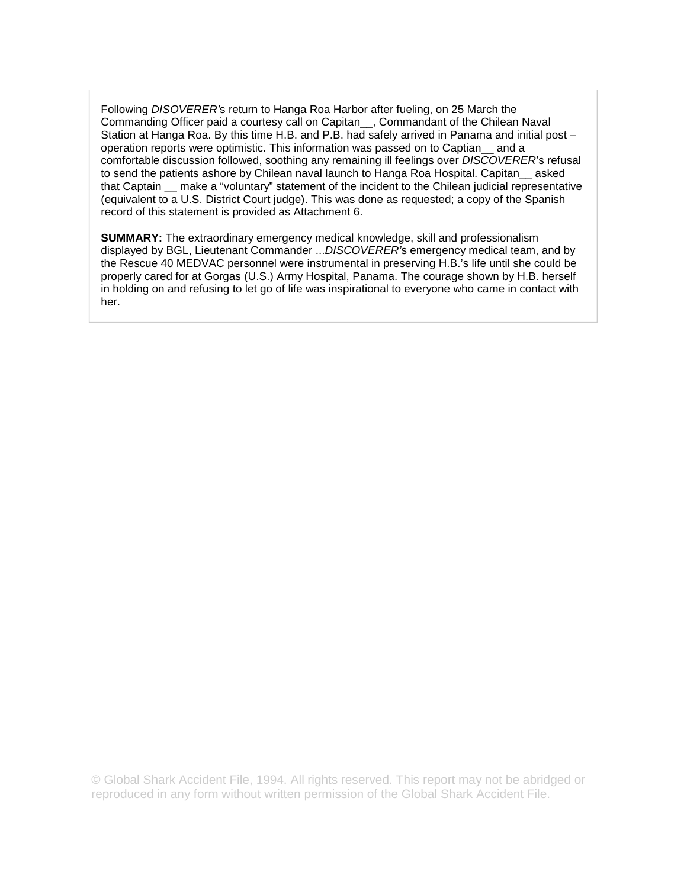Following *DISOVERER'*s return to Hanga Roa Harbor after fueling, on 25 March the Commanding Officer paid a courtesy call on Capitan__, Commandant of the Chilean Naval Station at Hanga Roa. By this time H.B. and P.B. had safely arrived in Panama and initial post – operation reports were optimistic. This information was passed on to Captian__ and a comfortable discussion followed, soothing any remaining ill feelings over *DISCOVERER*'s refusal to send the patients ashore by Chilean naval launch to Hanga Roa Hospital. Capitan__ asked that Captain __ make a "voluntary" statement of the incident to the Chilean judicial representative (equivalent to a U.S. District Court judge). This was done as requested; a copy of the Spanish record of this statement is provided as Attachment 6.

**SUMMARY:** The extraordinary emergency medical knowledge, skill and professionalism displayed by BGL, Lieutenant Commander ...*DISCOVERER'*s emergency medical team, and by the Rescue 40 MEDVAC personnel were instrumental in preserving H.B.'s life until she could be properly cared for at Gorgas (U.S.) Army Hospital, Panama. The courage shown by H.B. herself in holding on and refusing to let go of life was inspirational to everyone who came in contact with her.

© Global Shark Accident File, 1994. All rights reserved. This report may not be abridged or reproduced in any form without written permission of the Global Shark Accident File.